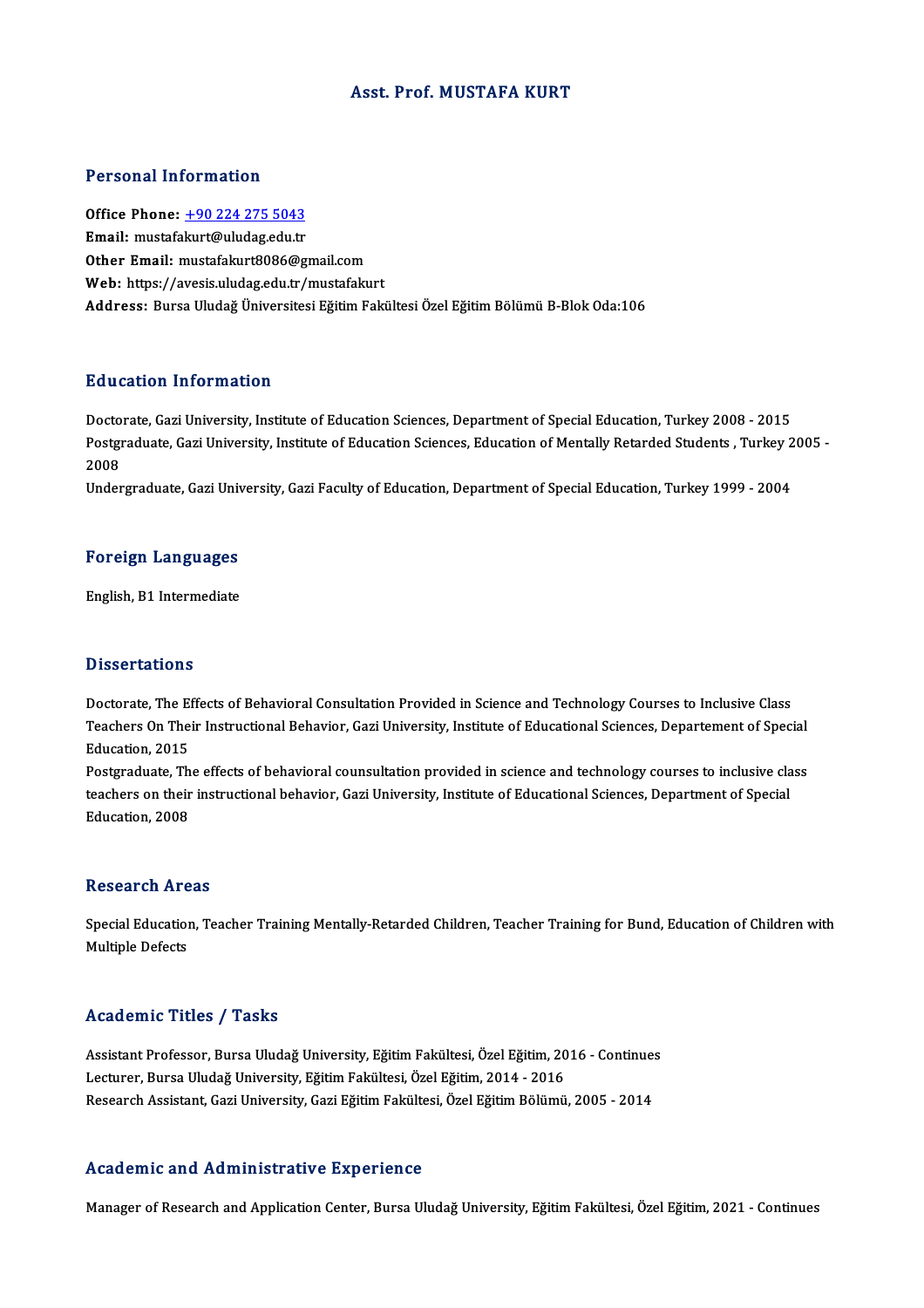# Asst. Prof. MUSTAFA KURT

## Personal Information

**Office Phone:** +90 224 275 5043
**Email:** mustafakurt@uludag.edu.tr
**Other Email:** mustafakurt8086@gmail.com
**Web:** https://avesis.uludag.edu.tr/mustafakurt
**Address:** Bursa Uludağ Üniversitesi Eğitim Fakültesi Özel Eğitim Bölümü B-Blok Oda:106

## Education Information

Doctorate, Gazi University, Institute of Education Sciences, Department of Special Education, Turkey 2008 - 2015
Postgraduate, Gazi University, Institute of Education Sciences, Education of Mentally Retarded Students , Turkey 2005 - 2008
Undergraduate, Gazi University, Gazi Faculty of Education, Department of Special Education, Turkey 1999 - 2004

## Foreign Languages

English, B1 Intermediate

## Dissertations

Doctorate, The Effects of Behavioral Consultation Provided in Science and Technology Courses to Inclusive Class Teachers On Their Instructional Behavior, Gazi University, Institute of Educational Sciences, Departement of Special Education, 2015
Postgraduate, The effects of behavioral counsultation provided in science and technology courses to inclusive class teachers on their instructional behavior, Gazi University, Institute of Educational Sciences, Department of Special Education, 2008

## Research Areas

Special Education, Teacher Training Mentally-Retarded Children, Teacher Training for Bund, Education of Children with Multiple Defects

## Academic Titles / Tasks

Assistant Professor, Bursa Uludağ University, Eğitim Fakültesi, Özel Eğitim, 2016 - Continues
Lecturer, Bursa Uludağ University, Eğitim Fakültesi, Özel Eğitim, 2014 - 2016
Research Assistant, Gazi University, Gazi Eğitim Fakültesi, Özel Eğitim Bölümü, 2005 - 2014

## Academic and Administrative Experience

Manager of Research and Application Center, Bursa Uludağ University, Eğitim Fakültesi, Özel Eğitim, 2021 - Continues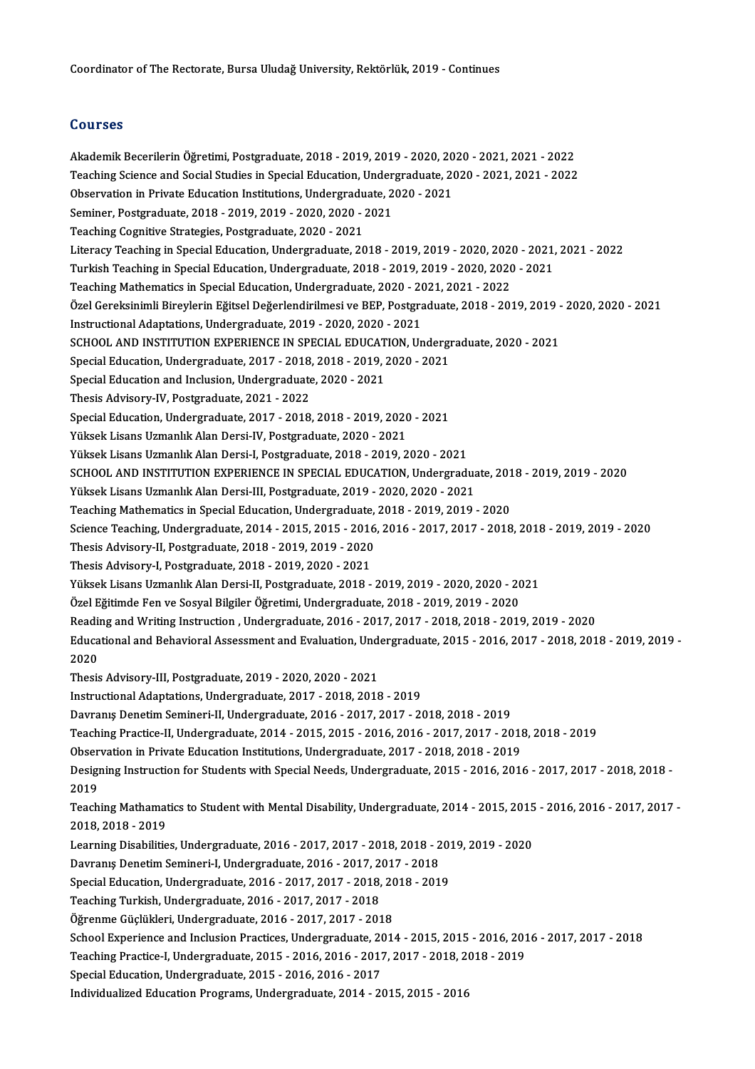Coordinator of The Rectorate, Bursa Uludağ University, Rektörlük, 2019 - Continues

## Courses

Akademik Becerilerin Öğretimi, Postgraduate, 2018 - 2019, 2019 - 2020, 2020 - 2021, 2021 - 2022
Teaching Science and Social Studies in Special Education, Undergraduate, 2020 - 2021, 2021 - 2022
Observation in Private Education Institutions, Undergraduate, 2020 - 2021
Seminer, Postgraduate, 2018 - 2019, 2019 - 2020, 2020 - 2021
Teaching Cognitive Strategies, Postgraduate, 2020 - 2021
Literacy Teaching in Special Education, Undergraduate, 2018 - 2019, 2019 - 2020, 2020 - 2021, 2021 - 2022
Turkish Teaching in Special Education, Undergraduate, 2018 - 2019, 2019 - 2020, 2020 - 2021
Teaching Mathematics in Special Education, Undergraduate, 2020 - 2021, 2021 - 2022
Özel Gereksinimli Bireylerin Eğitsel Değerlendirilmesi ve BEP, Postgraduate, 2018 - 2019, 2019 - 2020, 2020 - 2021
Instructional Adaptations, Undergraduate, 2019 - 2020, 2020 - 2021
SCHOOL AND INSTITUTION EXPERIENCE IN SPECIAL EDUCATION, Undergraduate, 2020 - 2021
Special Education, Undergraduate, 2017 - 2018, 2018 - 2019, 2020 - 2021
Special Education and Inclusion, Undergraduate, 2020 - 2021
Thesis Advisory-IV, Postgraduate, 2021 - 2022
Special Education, Undergraduate, 2017 - 2018, 2018 - 2019, 2020 - 2021
Yüksek Lisans Uzmanlık Alan Dersi-IV, Postgraduate, 2020 - 2021
Yüksek Lisans Uzmanlık Alan Dersi-I, Postgraduate, 2018 - 2019, 2020 - 2021
SCHOOL AND INSTITUTION EXPERIENCE IN SPECIAL EDUCATION, Undergraduate, 2018 - 2019, 2019 - 2020
Yüksek Lisans Uzmanlık Alan Dersi-III, Postgraduate, 2019 - 2020, 2020 - 2021
Teaching Mathematics in Special Education, Undergraduate, 2018 - 2019, 2019 - 2020
Science Teaching, Undergraduate, 2014 - 2015, 2015 - 2016, 2016 - 2017, 2017 - 2018, 2018 - 2019, 2019 - 2020
Thesis Advisory-II, Postgraduate, 2018 - 2019, 2019 - 2020
Thesis Advisory-I, Postgraduate, 2018 - 2019, 2020 - 2021
Yüksek Lisans Uzmanlık Alan Dersi-II, Postgraduate, 2018 - 2019, 2019 - 2020, 2020 - 2021
Özel Eğitimde Fen ve Sosyal Bilgiler Öğretimi, Undergraduate, 2018 - 2019, 2019 - 2020
Reading and Writing Instruction , Undergraduate, 2016 - 2017, 2017 - 2018, 2018 - 2019, 2019 - 2020
Educational and Behavioral Assessment and Evaluation, Undergraduate, 2015 - 2016, 2017 - 2018, 2018 - 2019, 2019 - 2020
Thesis Advisory-III, Postgraduate, 2019 - 2020, 2020 - 2021
Instructional Adaptations, Undergraduate, 2017 - 2018, 2018 - 2019
Davranış Denetim Semineri-II, Undergraduate, 2016 - 2017, 2017 - 2018, 2018 - 2019
Teaching Practice-II, Undergraduate, 2014 - 2015, 2015 - 2016, 2016 - 2017, 2017 - 2018, 2018 - 2019
Observation in Private Education Institutions, Undergraduate, 2017 - 2018, 2018 - 2019
Designing Instruction for Students with Special Needs, Undergraduate, 2015 - 2016, 2016 - 2017, 2017 - 2018, 2018 - 2019
Teaching Mathamatics to Student with Mental Disability, Undergraduate, 2014 - 2015, 2015 - 2016, 2016 - 2017, 2017 - 2018, 2018 - 2019
Learning Disabilities, Undergraduate, 2016 - 2017, 2017 - 2018, 2018 - 2019, 2019 - 2020
Davranış Denetim Semineri-I, Undergraduate, 2016 - 2017, 2017 - 2018
Special Education, Undergraduate, 2016 - 2017, 2017 - 2018, 2018 - 2019
Teaching Turkish, Undergraduate, 2016 - 2017, 2017 - 2018
Öğrenme Güçlükleri, Undergraduate, 2016 - 2017, 2017 - 2018
School Experience and Inclusion Practices, Undergraduate, 2014 - 2015, 2015 - 2016, 2016 - 2017, 2017 - 2018
Teaching Practice-I, Undergraduate, 2015 - 2016, 2016 - 2017, 2017 - 2018, 2018 - 2019
Special Education, Undergraduate, 2015 - 2016, 2016 - 2017
Individualized Education Programs, Undergraduate, 2014 - 2015, 2015 - 2016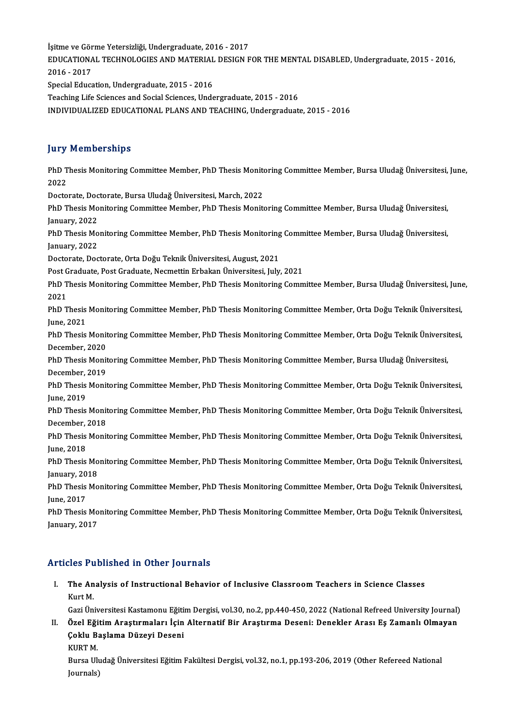İşitme ve Görme Yetersizliği, Undergraduate, 2016 - 2017
EDUCATIONAL TECHNOLOGIES AND MATERIAL DESIGN FOR THE MENTAL DISABLED, Undergraduate, 2015 - 2016, 2016 - 2017
Special Education, Undergraduate, 2015 - 2016
Teaching Life Sciences and Social Sciences, Undergraduate, 2015 - 2016
INDIVIDUALIZED EDUCATIONAL PLANS AND TEACHING, Undergraduate, 2015 - 2016

## Jury Memberships

PhD Thesis Monitoring Committee Member, PhD Thesis Monitoring Committee Member, Bursa Uludağ Üniversitesi, June, 2022
Doctorate, Doctorate, Bursa Uludağ Üniversitesi, March, 2022
PhD Thesis Monitoring Committee Member, PhD Thesis Monitoring Committee Member, Bursa Uludağ Üniversitesi, January, 2022
PhD Thesis Monitoring Committee Member, PhD Thesis Monitoring Committee Member, Bursa Uludağ Üniversitesi, January, 2022
Doctorate, Doctorate, Orta Doğu Teknik Üniversitesi, August, 2021
Post Graduate, Post Graduate, Necmettin Erbakan Üniversitesi, July, 2021
PhD Thesis Monitoring Committee Member, PhD Thesis Monitoring Committee Member, Bursa Uludağ Üniversitesi, June, 2021
PhD Thesis Monitoring Committee Member, PhD Thesis Monitoring Committee Member, Orta Doğu Teknik Üniversitesi, June, 2021
PhD Thesis Monitoring Committee Member, PhD Thesis Monitoring Committee Member, Orta Doğu Teknik Üniversitesi, December, 2020
PhD Thesis Monitoring Committee Member, PhD Thesis Monitoring Committee Member, Bursa Uludağ Üniversitesi, December, 2019
PhD Thesis Monitoring Committee Member, PhD Thesis Monitoring Committee Member, Orta Doğu Teknik Üniversitesi, June, 2019
PhD Thesis Monitoring Committee Member, PhD Thesis Monitoring Committee Member, Orta Doğu Teknik Üniversitesi, December, 2018
PhD Thesis Monitoring Committee Member, PhD Thesis Monitoring Committee Member, Orta Doğu Teknik Üniversitesi, June, 2018
PhD Thesis Monitoring Committee Member, PhD Thesis Monitoring Committee Member, Orta Doğu Teknik Üniversitesi, January, 2018
PhD Thesis Monitoring Committee Member, PhD Thesis Monitoring Committee Member, Orta Doğu Teknik Üniversitesi, June, 2017
PhD Thesis Monitoring Committee Member, PhD Thesis Monitoring Committee Member, Orta Doğu Teknik Üniversitesi, January, 2017

## Articles Published in Other Journals

I. **The Analysis of Instructional Behavior of Inclusive Classroom Teachers in Science Classes**
   Kurt M.
   Gazi Üniversitesi Kastamonu Eğitim Dergisi, vol.30, no.2, pp.440-450, 2022 (National Refreed University Journal)
II. **Özel Eğitim Araştırmaları İçin Alternatif Bir Araştırma Deseni: Denekler Arası Eş Zamanlı Olmayan Çoklu Başlama Düzeyi Deseni**
   KURT M.
   Bursa Uludağ Üniversitesi Eğitim Fakültesi Dergisi, vol.32, no.1, pp.193-206, 2019 (Other Refereed National Journals)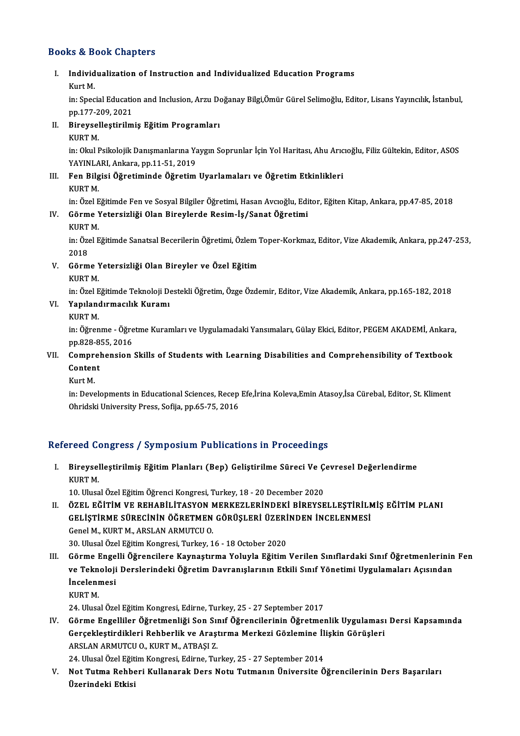## Books & Book Chapters

I. **Individualization of Instruction and Individualized Education Programs**
Kurt M.
in: Special Education and Inclusion, Arzu Doğanay Bilgi,Ömür Gürel Selimoğlu, Editor, Lisans Yayıncılık, İstanbul, pp.177-209, 2021

II. **Bireyselleştirilmiş Eğitim Programları**
KURT M.
in: Okul Psikolojik Danışmanlarına Yaygın Soprunlar İçin Yol Haritası, Ahu Arıcıoğlu, Filiz Gültekin, Editor, ASOS YAYINLARI, Ankara, pp.11-51, 2019

III. **Fen Bilgisi Öğretiminde Öğretim Uyarlamaları ve Öğretim Etkinlikleri**
KURT M.
in: Özel Eğitimde Fen ve Sosyal Bilgiler Öğretimi, Hasan Avcıoğlu, Editor, Eğiten Kitap, Ankara, pp.47-85, 2018

IV. **Görme Yetersizliği Olan Bireylerde Resim-İş/Sanat Öğretimi**
KURT M.
in: Özel Eğitimde Sanatsal Becerilerin Öğretimi, Özlem Toper-Korkmaz, Editor, Vize Akademik, Ankara, pp.247-253, 2018

V. **Görme Yetersizliği Olan Bireyler ve Özel Eğitim**
KURT M.
in: Özel Eğitimde Teknoloji Destekli Öğretim, Özge Özdemir, Editor, Vize Akademik, Ankara, pp.165-182, 2018

VI. **Yapılandırmacılık Kuramı**
KURT M.
in: Öğrenme - Öğretme Kuramları ve Uygulamadaki Yansımaları, Gülay Ekici, Editor, PEGEM AKADEMİ, Ankara, pp.828-855, 2016

VII. **Comprehension Skills of Students with Learning Disabilities and Comprehensibility of Textbook Content**
Kurt M.
in: Developments in Educational Sciences, Recep Efe,İrina Koleva,Emin Atasoy,İsa Cürebal, Editor, St. Kliment Ohridski University Press, Sofija, pp.65-75, 2016

## Refereed Congress / Symposium Publications in Proceedings

I. **Bireyselleştirilmiş Eğitim Planları (Bep) Geliştirilme Süreci Ve Çevresel Değerlendirme**
KURT M.
10. Ulusal Özel Eğitim Öğrenci Kongresi, Turkey, 18 - 20 December 2020

II. **ÖZEL EĞİTİM VE REHABİLİTASYON MERKEZLERİNDEKİ BİREYSELLEŞTİRİLMİŞ EĞİTİM PLANI GELİŞTİRME SÜRECİNİN ÖĞRETMEN GÖRÜŞLERİ ÜZERİNDEN İNCELENMESİ**
Genel M., KURT M., ARSLAN ARMUTCU O.
30. Ulusal Özel Eğitim Kongresi, Turkey, 16 - 18 October 2020

III. **Görme Engelli Öğrencilere Kaynaştırma Yoluyla Eğitim Verilen Sınıflardaki Sınıf Öğretmenlerinin Fen ve Teknoloji Derslerindeki Öğretim Davranışlarının Etkili Sınıf Yönetimi Uygulamaları Açısından İncelenmesi**
KURT M.
24. Ulusal Özel Eğitim Kongresi, Edirne, Turkey, 25 - 27 September 2017

IV. **Görme Engelliler Öğretmenliği Son Sınıf Öğrencilerinin Öğretmenlik Uygulaması Dersi Kapsamında Gerçekleştirdikleri Rehberlik ve Araştırma Merkezi Gözlemine İlişkin Görüşleri**
ARSLAN ARMUTCU O., KURT M., ATBAŞI Z.
24. Ulusal Özel Eğitim Kongresi, Edirne, Turkey, 25 - 27 September 2014

V. **Not Tutma Rehberi Kullanarak Ders Notu Tutmanın Üniversite Öğrencilerinin Ders Başarıları Üzerindeki Etkisi**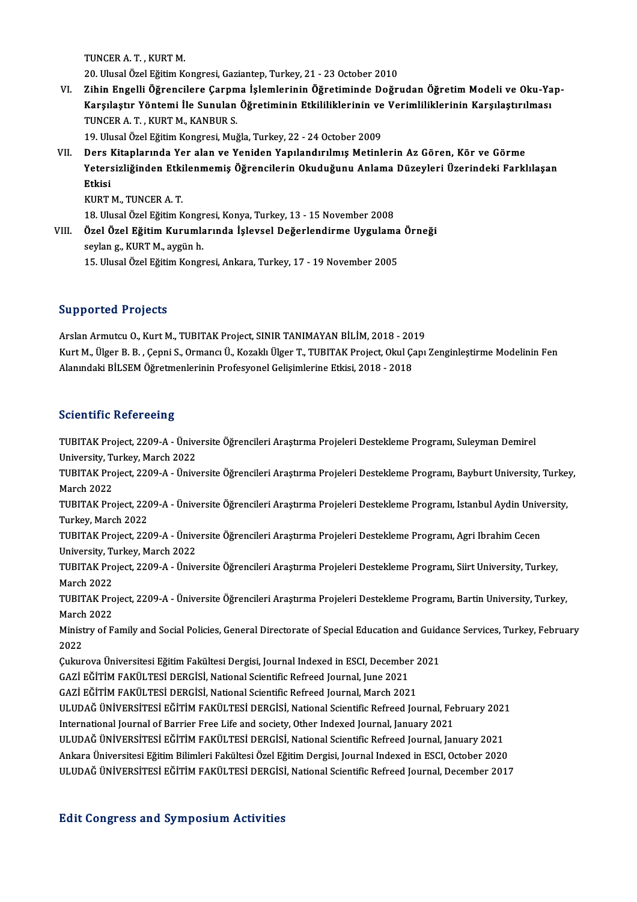TUNCER A. T. , KURT M.
20. Ulusal Özel Eğitim Kongresi, Gaziantep, Turkey, 21 - 23 October 2010

VI. **Zihin Engelli Öğrencilere Çarpma İşlemlerinin Öğretiminde Doğrudan Öğretim Modeli ve Oku-Yap-Karşılaştır Yöntemi İle Sunulan Öğretiminin Etkililiklerinin ve Verimliliklerinin Karşılaştırılması**
TUNCER A. T. , KURT M., KANBUR S.
19. Ulusal Özel Eğitim Kongresi, Muğla, Turkey, 22 - 24 October 2009

VII. **Ders Kitaplarında Yer alan ve Yeniden Yapılandırılmış Metinlerin Az Gören, Kör ve Görme Yetersizliğinden Etkilenmemiş Öğrencilerin Okuduğunu Anlama Düzeyleri Üzerindeki Farklılaşan Etkisi**
KURT M., TUNCER A. T.
18. Ulusal Özel Eğitim Kongresi, Konya, Turkey, 13 - 15 November 2008

VIII. **Özel Özel Eğitim Kurumlarında İşlevsel Değerlendirme Uygulama Örneği**
seylan g., KURT M., aygün h.
15. Ulusal Özel Eğitim Kongresi, Ankara, Turkey, 17 - 19 November 2005

## Supported Projects

Arslan Armutcu O., Kurt M., TUBITAK Project, SINIR TANIMAYAN BİLİM, 2018 - 2019
Kurt M., Ülger B. B. , Çepni S., Ormancı Ü., Kozaklı Ülger T., TUBITAK Project, Okul Çapı Zenginleştirme Modelinin Fen Alanındaki BİLSEM Öğretmenlerinin Profesyonel Gelişimlerine Etkisi, 2018 - 2018

## Scientific Refereeing

TUBITAK Project, 2209-A - Üniversite Öğrencileri Araştırma Projeleri Destekleme Programı, Suleyman Demirel University, Turkey, March 2022
TUBITAK Project, 2209-A - Üniversite Öğrencileri Araştırma Projeleri Destekleme Programı, Bayburt University, Turkey, March 2022
TUBITAK Project, 2209-A - Üniversite Öğrencileri Araştırma Projeleri Destekleme Programı, Istanbul Aydin University, Turkey, March 2022
TUBITAK Project, 2209-A - Üniversite Öğrencileri Araştırma Projeleri Destekleme Programı, Agri Ibrahim Cecen University, Turkey, March 2022
TUBITAK Project, 2209-A - Üniversite Öğrencileri Araştırma Projeleri Destekleme Programı, Siirt University, Turkey, March 2022
TUBITAK Project, 2209-A - Üniversite Öğrencileri Araştırma Projeleri Destekleme Programı, Bartin University, Turkey, March 2022
Ministry of Family and Social Policies, General Directorate of Special Education and Guidance Services, Turkey, February 2022
Çukurova Üniversitesi Eğitim Fakültesi Dergisi, Journal Indexed in ESCI, December 2021
GAZİ EĞİTİM FAKÜLTESİ DERGİSİ, National Scientific Refreed Journal, June 2021
GAZİ EĞİTİM FAKÜLTESİ DERGİSİ, National Scientific Refreed Journal, March 2021
ULUDAĞ ÜNİVERSİTESİ EĞİTİM FAKÜLTESİ DERGİSİ, National Scientific Refreed Journal, February 2021
International Journal of Barrier Free Life and society, Other Indexed Journal, January 2021
ULUDAĞ ÜNİVERSİTESİ EĞİTİM FAKÜLTESİ DERGİSİ, National Scientific Refreed Journal, January 2021
Ankara Üniversitesi Eğitim Bilimleri Fakültesi Özel Eğitim Dergisi, Journal Indexed in ESCI, October 2020
ULUDAĞ ÜNİVERSİTESİ EĞİTİM FAKÜLTESİ DERGİSİ, National Scientific Refreed Journal, December 2017

## Edit Congress and Symposium Activities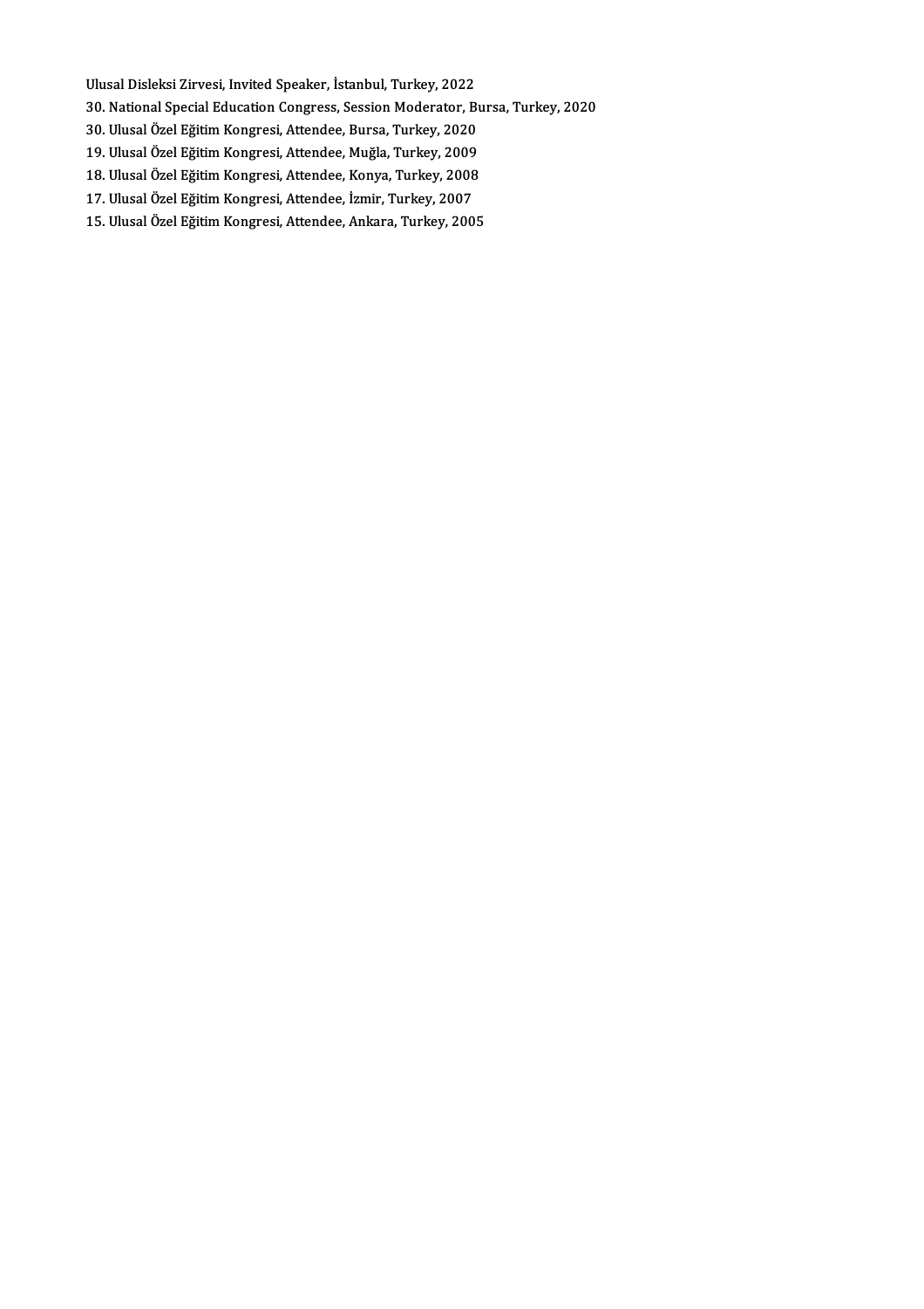Ulusal Disleksi Zirvesi, Invited Speaker, İstanbul, Turkey, 2022

30. National Special Education Congress, Session Moderator, Bursa, Turkey, 2020

30. Ulusal Özel Eğitim Kongresi, Attendee, Bursa, Turkey, 2020

19. Ulusal Özel Eğitim Kongresi, Attendee, Muğla, Turkey, 2009

18. Ulusal Özel Eğitim Kongresi, Attendee, Konya, Turkey, 2008

17. Ulusal Özel Eğitim Kongresi, Attendee, İzmir, Turkey, 2007

15. Ulusal Özel Eğitim Kongresi, Attendee, Ankara, Turkey, 2005